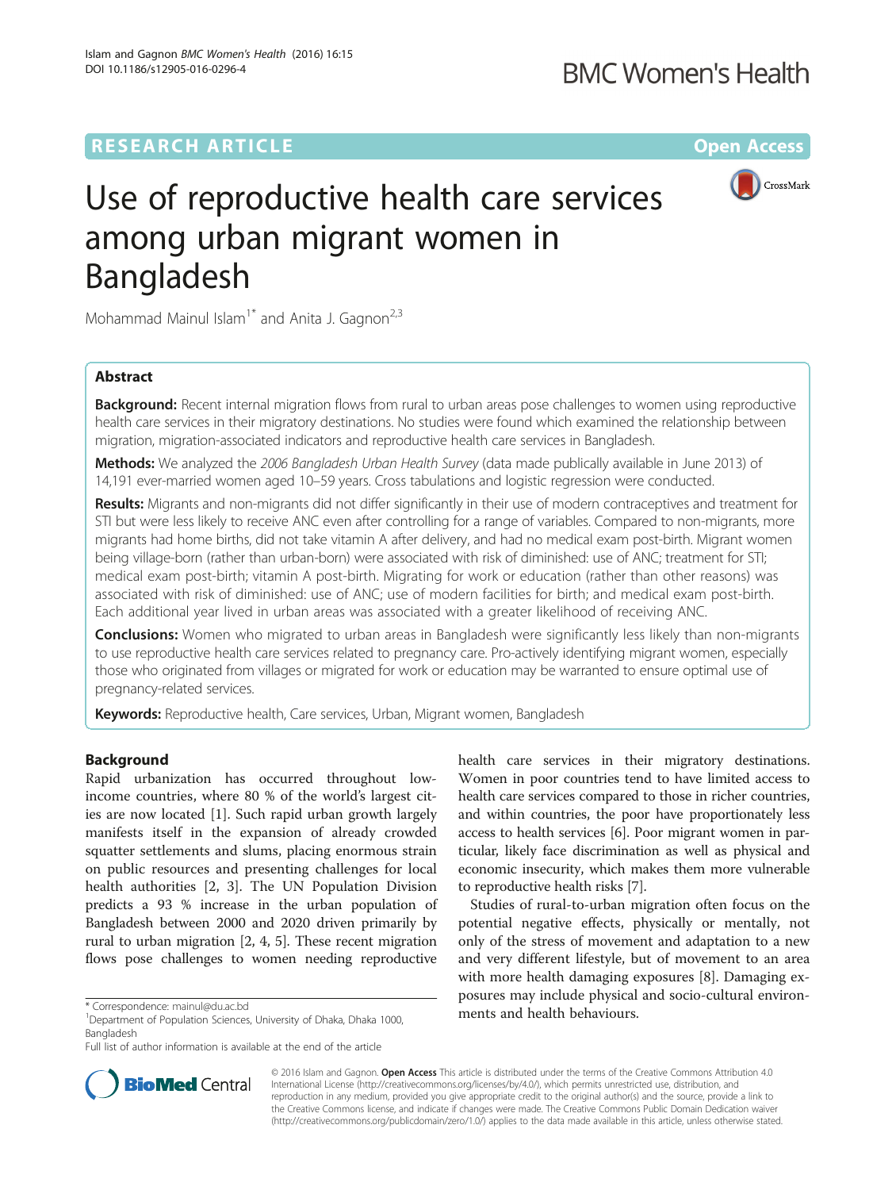RESEARCH ARTICLE

Open Access

# Use of reproductive health care services among urban migrant women in Bangladesh

Mohammad Mainul Islam[1*] and Anita J. Gagnon[2,3]

## Abstract

**Background:** Recent internal migration flows from rural to urban areas pose challenges to women using reproductive health care services in their migratory destinations. No studies were found which examined the relationship between migration, migration-associated indicators and reproductive health care services in Bangladesh.

**Methods:** We analyzed the *2006 Bangladesh Urban Health Survey* (data made publically available in June 2013) of 14,191 ever-married women aged 10–59 years. Cross tabulations and logistic regression were conducted.

**Results:** Migrants and non-migrants did not differ significantly in their use of modern contraceptives and treatment for STI but were less likely to receive ANC even after controlling for a range of variables. Compared to non-migrants, more migrants had home births, did not take vitamin A after delivery, and had no medical exam post-birth. Migrant women being village-born (rather than urban-born) were associated with risk of diminished: use of ANC; treatment for STI; medical exam post-birth; vitamin A post-birth. Migrating for work or education (rather than other reasons) was associated with risk of diminished: use of ANC; use of modern facilities for birth; and medical exam post-birth. Each additional year lived in urban areas was associated with a greater likelihood of receiving ANC.

**Conclusions:** Women who migrated to urban areas in Bangladesh were significantly less likely than non-migrants to use reproductive health care services related to pregnancy care. Pro-actively identifying migrant women, especially those who originated from villages or migrated for work or education may be warranted to ensure optimal use of pregnancy-related services.

**Keywords:** Reproductive health, Care services, Urban, Migrant women, Bangladesh

## Background

Rapid urbanization has occurred throughout low-income countries, where 80 % of the world's largest cities are now located [1]. Such rapid urban growth largely manifests itself in the expansion of already crowded squatter settlements and slums, placing enormous strain on public resources and presenting challenges for local health authorities [2, 3]. The UN Population Division predicts a 93 % increase in the urban population of Bangladesh between 2000 and 2020 driven primarily by rural to urban migration [2, 4, 5]. These recent migration flows pose challenges to women needing reproductive health care services in their migratory destinations. Women in poor countries tend to have limited access to health care services compared to those in richer countries, and within countries, the poor have proportionately less access to health services [6]. Poor migrant women in particular, likely face discrimination as well as physical and economic insecurity, which makes them more vulnerable to reproductive health risks [7].

Studies of rural-to-urban migration often focus on the potential negative effects, physically or mentally, not only of the stress of movement and adaptation to a new and very different lifestyle, but of movement to an area with more health damaging exposures [8]. Damaging exposures may include physical and socio-cultural environments and health behaviours.

\* Correspondence: mainul@du.ac.bd
[1]Department of Population Sciences, University of Dhaka, Dhaka 1000, Bangladesh
Full list of author information is available at the end of the article

© 2016 Islam and Gagnon. **Open Access** This article is distributed under the terms of the Creative Commons Attribution 4.0 International License (http://creativecommons.org/licenses/by/4.0/), which permits unrestricted use, distribution, and reproduction in any medium, provided you give appropriate credit to the original author(s) and the source, provide a link to the Creative Commons license, and indicate if changes were made. The Creative Commons Public Domain Dedication waiver (http://creativecommons.org/publicdomain/zero/1.0/) applies to the data made available in this article, unless otherwise stated.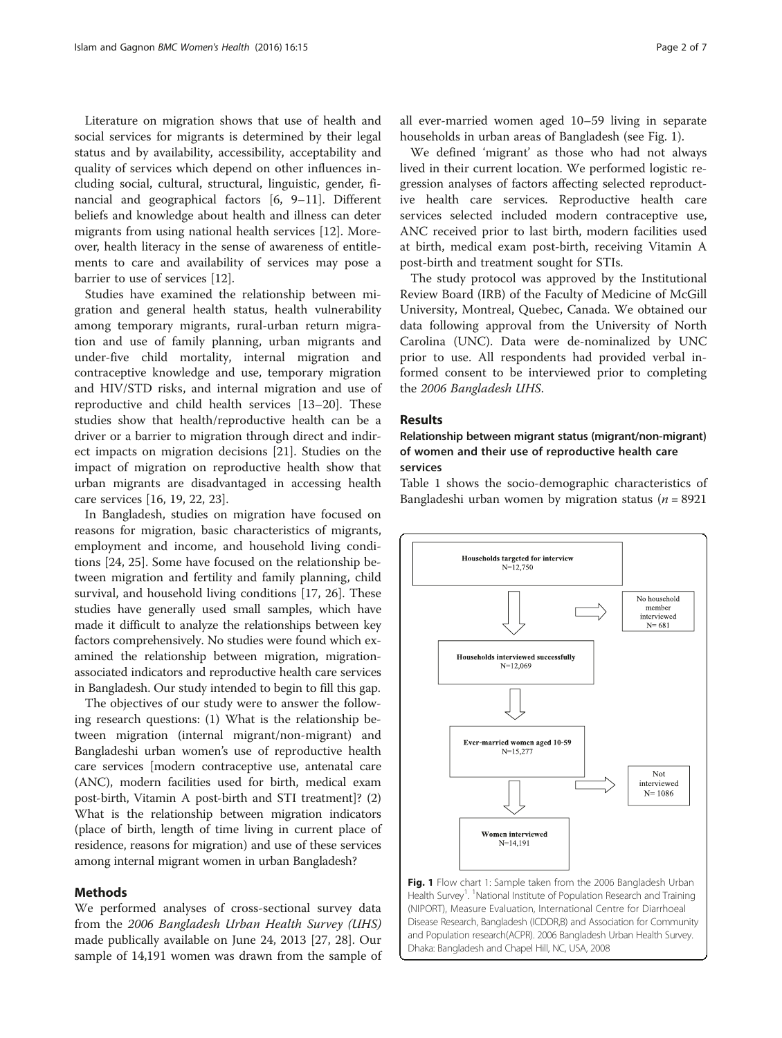Literature on migration shows that use of health and social services for migrants is determined by their legal status and by availability, accessibility, acceptability and quality of services which depend on other influences including social, cultural, structural, linguistic, gender, financial and geographical factors [6, 9–11]. Different beliefs and knowledge about health and illness can deter migrants from using national health services [12]. Moreover, health literacy in the sense of awareness of entitlements to care and availability of services may pose a barrier to use of services [12].

Studies have examined the relationship between migration and general health status, health vulnerability among temporary migrants, rural-urban return migration and use of family planning, urban migrants and under-five child mortality, internal migration and contraceptive knowledge and use, temporary migration and HIV/STD risks, and internal migration and use of reproductive and child health services [13–20]. These studies show that health/reproductive health can be a driver or a barrier to migration through direct and indirect impacts on migration decisions [21]. Studies on the impact of migration on reproductive health show that urban migrants are disadvantaged in accessing health care services [16, 19, 22, 23].

In Bangladesh, studies on migration have focused on reasons for migration, basic characteristics of migrants, employment and income, and household living conditions [24, 25]. Some have focused on the relationship between migration and fertility and family planning, child survival, and household living conditions [17, 26]. These studies have generally used small samples, which have made it difficult to analyze the relationships between key factors comprehensively. No studies were found which examined the relationship between migration, migration-associated indicators and reproductive health care services in Bangladesh. Our study intended to begin to fill this gap.

The objectives of our study were to answer the following research questions: (1) What is the relationship between migration (internal migrant/non-migrant) and Bangladeshi urban women's use of reproductive health care services [modern contraceptive use, antenatal care (ANC), modern facilities used for birth, medical exam post-birth, Vitamin A post-birth and STI treatment]? (2) What is the relationship between migration indicators (place of birth, length of time living in current place of residence, reasons for migration) and use of these services among internal migrant women in urban Bangladesh?

## Methods

We performed analyses of cross-sectional survey data from the *2006 Bangladesh Urban Health Survey (UHS)* made publically available on June 24, 2013 [27, 28]. Our sample of 14,191 women was drawn from the sample of all ever-married women aged 10–59 living in separate households in urban areas of Bangladesh (see Fig. 1).

We defined 'migrant' as those who had not always lived in their current location. We performed logistic regression analyses of factors affecting selected reproductive health care services. Reproductive health care services selected included modern contraceptive use, ANC received prior to last birth, modern facilities used at birth, medical exam post-birth, receiving Vitamin A post-birth and treatment sought for STIs.

The study protocol was approved by the Institutional Review Board (IRB) of the Faculty of Medicine of McGill University, Montreal, Quebec, Canada. We obtained our data following approval from the University of North Carolina (UNC). Data were de-nominalized by UNC prior to use. All respondents had provided verbal informed consent to be interviewed prior to completing the *2006 Bangladesh UHS*.

## Results

### Relationship between migrant status (migrant/non-migrant) of women and their use of reproductive health care services

Table 1 shows the socio-demographic characteristics of Bangladeshi urban women by migration status ($n$ = 8921

**Households targeted for interview** N=12,750 → No household member interviewed N= 681

**Households interviewed successfully** N=12,069

**Ever-married women aged 10-59** N=15,277 → Not interviewed N= 1086

**Women interviewed** N=14,191

**Fig. 1** Flow chart 1: Sample taken from the 2006 Bangladesh Urban Health Survey[1]. [1]National Institute of Population Research and Training (NIPORT), Measure Evaluation, International Centre for Diarrhoeal Disease Research, Bangladesh (ICDDR,B) and Association for Community and Population research(ACPR). 2006 Bangladesh Urban Health Survey. Dhaka: Bangladesh and Chapel Hill, NC, USA, 2008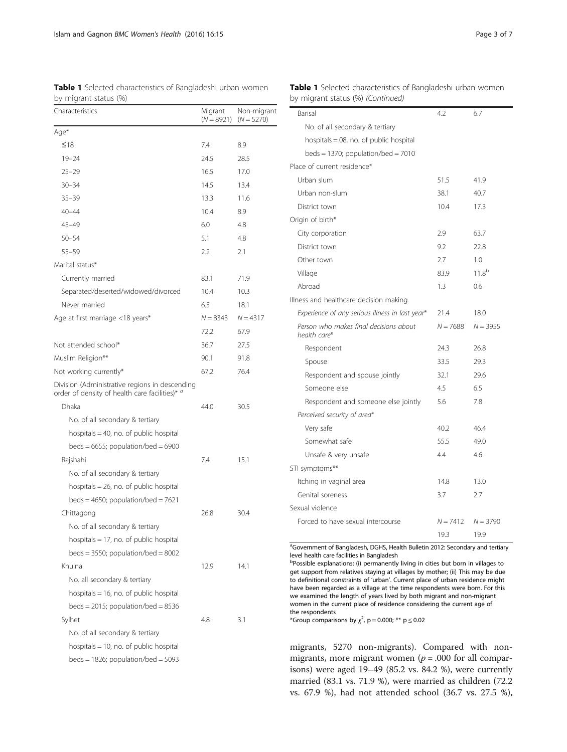**Table 1** Selected characteristics of Bangladeshi urban women by migrant status (%)

| Characteristics | Migrant (N = 8921) | Non-migrant (N = 5270) |
|---|---|---|
| Age* | | |
| ≤18 | 7.4 | 8.9 |
| 19–24 | 24.5 | 28.5 |
| 25–29 | 16.5 | 17.0 |
| 30–34 | 14.5 | 13.4 |
| 35–39 | 13.3 | 11.6 |
| 40–44 | 10.4 | 8.9 |
| 45–49 | 6.0 | 4.8 |
| 50–54 | 5.1 | 4.8 |
| 55–59 | 2.2 | 2.1 |
| Marital status* | | |
| Currently married | 83.1 | 71.9 |
| Separated/deserted/widowed/divorced | 10.4 | 10.3 |
| Never married | 6.5 | 18.1 |
| Age at first marriage <18 years* | N = 8343 | N = 4317 |
| | 72.2 | 67.9 |
| Not attended school* | 36.7 | 27.5 |
| Muslim Religion** | 90.1 | 91.8 |
| Not working currently* | 67.2 | 76.4 |
| Division (Administrative regions in descending order of density of health care facilities)* [a] | | |
| Dhaka | 44.0 | 30.5 |
| No. of all secondary & tertiary hospitals = 40, no. of public hospital beds = 6655; population/bed = 6900 | | |
| Rajshahi | 7.4 | 15.1 |
| No. of all secondary & tertiary hospitals = 26, no. of public hospital beds = 4650; population/bed = 7621 | | |
| Chittagong | 26.8 | 30.4 |
| No. of all secondary & tertiary hospitals = 17, no. of public hospital beds = 3550; population/bed = 8002 | | |
| Khulna | 12.9 | 14.1 |
| No. all secondary & tertiary hospitals = 16, no. of public hospital beds = 2015; population/bed = 8536 | | |
| Sylhet | 4.8 | 3.1 |
| No. of all secondary & tertiary hospitals = 10, no. of public hospital beds = 1826; population/bed = 5093 | | |
| Barisal | 4.2 | 6.7 |
| No. of all secondary & tertiary hospitals = 08, no. of public hospital beds = 1370; population/bed = 7010 | | |
| Place of current residence* | | |
| Urban slum | 51.5 | 41.9 |
| Urban non-slum | 38.1 | 40.7 |
| District town | 10.4 | 17.3 |
| Origin of birth* | | |
| City corporation | 2.9 | 63.7 |
| District town | 9.2 | 22.8 |
| Other town | 2.7 | 1.0 |
| Village | 83.9 | 11.8[b] |
| Abroad | 1.3 | 0.6 |
| Illness and healthcare decision making | | |
| *Experience of any serious illness in last year** | 21.4 | 18.0 |
| *Person who makes final decisions about health care** | N = 7688 | N = 3955 |
| Respondent | 24.3 | 26.8 |
| Spouse | 33.5 | 29.3 |
| Respondent and spouse jointly | 32.1 | 29.6 |
| Someone else | 4.5 | 6.5 |
| Respondent and someone else jointly | 5.6 | 7.8 |
| *Perceived security of area** | | |
| Very safe | 40.2 | 46.4 |
| Somewhat safe | 55.5 | 49.0 |
| Unsafe & very unsafe | 4.4 | 4.6 |
| STI symptoms** | | |
| Itching in vaginal area | 14.8 | 13.0 |
| Genital soreness | 3.7 | 2.7 |
| Sexual violence | | |
| Forced to have sexual intercourse | N = 7412 | N = 3790 |
| | 19.3 | 19.9 |

[a]Government of Bangladesh, DGHS, Health Bulletin 2012: Secondary and tertiary level health care facilities in Bangladesh

[b]Possible explanations: (i) permanently living in cities but born in villages to get support from relatives staying at villages by mother; (ii) This may be due to definitional constraints of 'urban'. Current place of urban residence might have been regarded as a village at the time respondents were born. For this we examined the length of years lived by both migrant and non-migrant women in the current place of residence considering the current age of the respondents

*Group comparisons by $\chi^2$, p = 0.000; ** p ≤ 0.02

migrants, 5270 non-migrants). Compared with non-migrants, more migrant women ($p = .000$ for all comparisons) were aged 19–49 (85.2 vs. 84.2 %), were currently married (83.1 vs. 71.9 %), were married as children (72.2 vs. 67.9 %), had not attended school (36.7 vs. 27.5 %),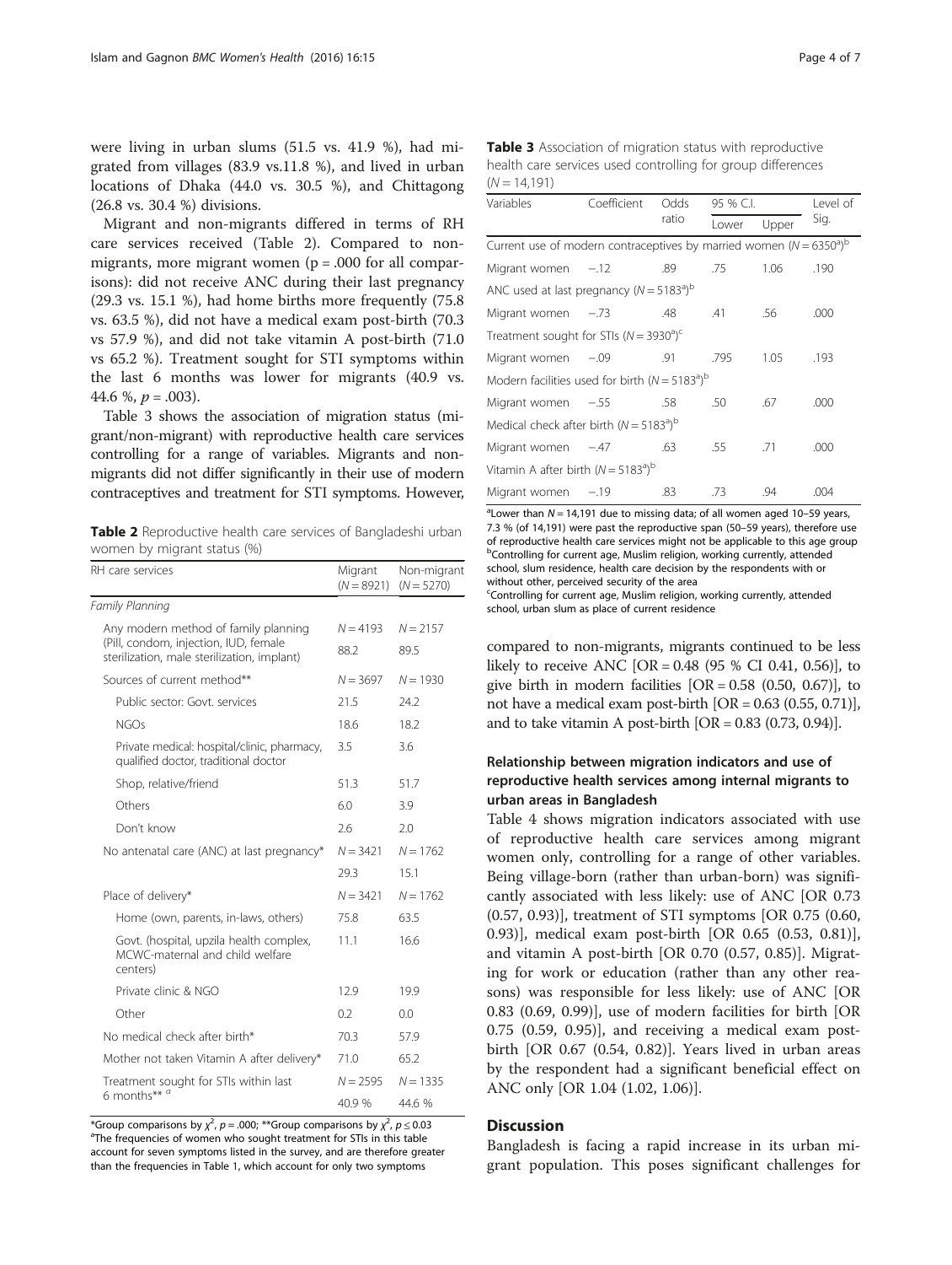were living in urban slums (51.5 vs. 41.9 %), had migrated from villages (83.9 vs.11.8 %), and lived in urban locations of Dhaka (44.0 vs. 30.5 %), and Chittagong (26.8 vs. 30.4 %) divisions.

Migrant and non-migrants differed in terms of RH care services received (Table 2). Compared to non-migrants, more migrant women ($p = .000$ for all comparisons): did not receive ANC during their last pregnancy (29.3 vs. 15.1 %), had home births more frequently (75.8 vs. 63.5 %), did not have a medical exam post-birth (70.3 vs 57.9 %), and did not take vitamin A post-birth (71.0 vs 65.2 %). Treatment sought for STI symptoms within the last 6 months was lower for migrants (40.9 vs. 44.6 %, $p = .003$).

Table 3 shows the association of migration status (migrant/non-migrant) with reproductive health care services controlling for a range of variables. Migrants and non-migrants did not differ significantly in their use of modern contraceptives and treatment for STI symptoms. However, compared to non-migrants, migrants continued to be less likely to receive ANC [OR = 0.48 (95 % CI 0.41, 0.56)], to give birth in modern facilities [OR = 0.58 (0.50, 0.67)], to not have a medical exam post-birth [OR = 0.63 (0.55, 0.71)], and to take vitamin A post-birth [OR = 0.83 (0.73, 0.94)].

**Table 2** Reproductive health care services of Bangladeshi urban women by migrant status (%)

| RH care services | Migrant ($N = 8921$) | Non-migrant ($N = 5270$) |
|---|---|---|
| *Family Planning* | | |
| Any modern method of family planning (Pill, condom, injection, IUD, female sterilization, male sterilization, implant) | $N = 4193$ | $N = 2157$ |
| | 88.2 | 89.5 |
| Sources of current method** | $N = 3697$ | $N = 1930$ |
| Public sector: Govt. services | 21.5 | 24.2 |
| NGOs | 18.6 | 18.2 |
| Private medical: hospital/clinic, pharmacy, qualified doctor, traditional doctor | 3.5 | 3.6 |
| Shop, relative/friend | 51.3 | 51.7 |
| Others | 6.0 | 3.9 |
| Don't know | 2.6 | 2.0 |
| No antenatal care (ANC) at last pregnancy* | $N = 3421$ | $N = 1762$ |
| | 29.3 | 15.1 |
| Place of delivery* | $N = 3421$ | $N = 1762$ |
| Home (own, parents, in-laws, others) | 75.8 | 63.5 |
| Govt. (hospital, upzila health complex, MCWC-maternal and child welfare centers) | 11.1 | 16.6 |
| Private clinic & NGO | 12.9 | 19.9 |
| Other | 0.2 | 0.0 |
| No medical check after birth* | 70.3 | 57.9 |
| Mother not taken Vitamin A after delivery* | 71.0 | 65.2 |
| Treatment sought for STIs within last 6 months** [a] | $N = 2595$ | $N = 1335$ |
| | 40.9 % | 44.6 % |

*Group comparisons by $\chi^2$, $p = .000$; **Group comparisons by $\chi^2$, $p \leq 0.03$
[a]The frequencies of women who sought treatment for STIs in this table account for seven symptoms listed in the survey, and are therefore greater than the frequencies in Table 1, which account for only two symptoms

**Table 3** Association of migration status with reproductive health care services used controlling for group differences ($N = 14,191$)

| Variables | Coefficient | Odds ratio | 95 % C.I. Lower | Upper | Level of Sig. |
|---|---|---|---|---|---|
| Current use of modern contraceptives by married women ($N = 6350$[a])[b] | | | | | |
| Migrant women | −.12 | .89 | .75 | 1.06 | .190 |
| ANC used at last pregnancy ($N = 5183$[a])[b] | | | | | |
| Migrant women | −.73 | .48 | .41 | .56 | .000 |
| Treatment sought for STIs ($N = 3930$[a])[c] | | | | | |
| Migrant women | −.09 | .91 | .795 | 1.05 | .193 |
| Modern facilities used for birth ($N = 5183$[a])[b] | | | | | |
| Migrant women | −.55 | .58 | .50 | .67 | .000 |
| Medical check after birth ($N = 5183$[a])[b] | | | | | |
| Migrant women | −.47 | .63 | .55 | .71 | .000 |
| Vitamin A after birth ($N = 5183$[a])[b] | | | | | |
| Migrant women | −.19 | .83 | .73 | .94 | .004 |

[a]Lower than $N = 14,191$ due to missing data; of all women aged 10–59 years, 7.3 % (of 14,191) were past the reproductive span (50–59 years), therefore use of reproductive health care services might not be applicable to this age group
[b]Controlling for current age, Muslim religion, working currently, attended school, slum residence, health care decision by the respondents with or without other, perceived security of the area
[c]Controlling for current age, Muslim religion, working currently, attended school, urban slum as place of current residence

### Relationship between migration indicators and use of reproductive health services among internal migrants to urban areas in Bangladesh

Table 4 shows migration indicators associated with use of reproductive health care services among migrant women only, controlling for a range of other variables. Being village-born (rather than urban-born) was significantly associated with less likely: use of ANC [OR 0.73 (0.57, 0.93)], treatment of STI symptoms [OR 0.75 (0.60, 0.93)], medical exam post-birth [OR 0.65 (0.53, 0.81)], and vitamin A post-birth [OR 0.70 (0.57, 0.85)]. Migrating for work or education (rather than any other reasons) was responsible for less likely: use of ANC [OR 0.83 (0.69, 0.99)], use of modern facilities for birth [OR 0.75 (0.59, 0.95)], and receiving a medical exam post-birth [OR 0.67 (0.54, 0.82)]. Years lived in urban areas by the respondent had a significant beneficial effect on ANC only [OR 1.04 (1.02, 1.06)].

## Discussion

Bangladesh is facing a rapid increase in its urban migrant population. This poses significant challenges for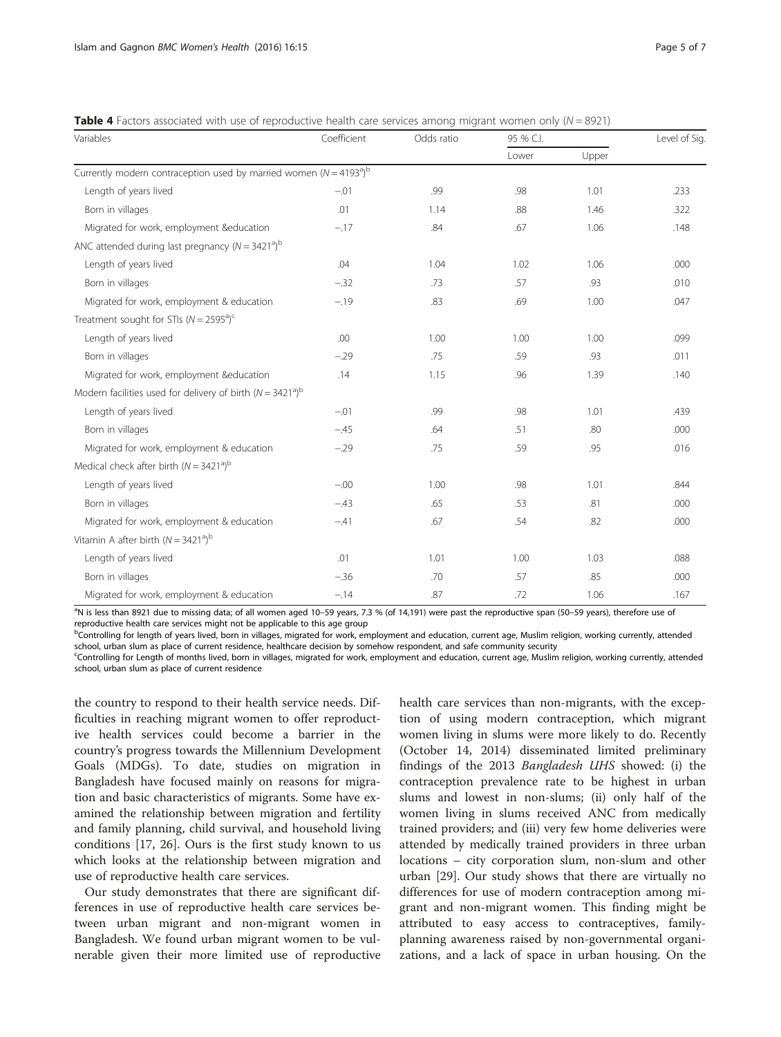**Table 4** Factors associated with use of reproductive health care services among migrant women only ($N = 8921$)

| Variables | Coefficient | Odds ratio | 95 % C.I. | | Level of Sig. |
|---|---|---|---|---|---|
| | | | Lower | Upper | |
| Currently modern contraception used by married women ($N = 4193$[a])[b] | | | | | |
| Length of years lived | −.01 | .99 | .98 | 1.01 | .233 |
| Born in villages | .01 | 1.14 | .88 | 1.46 | .322 |
| Migrated for work, employment &education | −.17 | .84 | .67 | 1.06 | .148 |
| ANC attended during last pregnancy ($N = 3421$[a])[b] | | | | | |
| Length of years lived | .04 | 1.04 | 1.02 | 1.06 | .000 |
| Born in villages | −.32 | .73 | .57 | .93 | .010 |
| Migrated for work, employment & education | −.19 | .83 | .69 | 1.00 | .047 |
| Treatment sought for STIs ($N = 2595$[a])[c] | | | | | |
| Length of years lived | .00 | 1.00 | 1.00 | 1.00 | .099 |
| Born in villages | −.29 | .75 | .59 | .93 | .011 |
| Migrated for work, employment &education | .14 | 1.15 | .96 | 1.39 | .140 |
| Modern facilities used for delivery of birth ($N = 3421$[a])[b] | | | | | |
| Length of years lived | −.01 | .99 | .98 | 1.01 | .439 |
| Born in villages | −.45 | .64 | .51 | .80 | .000 |
| Migrated for work, employment & education | −.29 | .75 | .59 | .95 | .016 |
| Medical check after birth ($N = 3421$[a])[b] | | | | | |
| Length of years lived | −.00 | 1.00 | .98 | 1.01 | .844 |
| Born in villages | −.43 | .65 | .53 | .81 | .000 |
| Migrated for work, employment & education | −.41 | .67 | .54 | .82 | .000 |
| Vitamin A after birth ($N = 3421$[a])[b] | | | | | |
| Length of years lived | .01 | 1.01 | 1.00 | 1.03 | .088 |
| Born in villages | −.36 | .70 | .57 | .85 | .000 |
| Migrated for work, employment & education | −.14 | .87 | .72 | 1.06 | .167 |

[a]N is less than 8921 due to missing data; of all women aged 10–59 years, 7.3 % (of 14,191) were past the reproductive span (50–59 years), therefore use of reproductive health care services might not be applicable to this age group

[b]Controlling for length of years lived, born in villages, migrated for work, employment and education, current age, Muslim religion, working currently, attended school, urban slum as place of current residence, healthcare decision by somehow respondent, and safe community security

[c]Controlling for Length of months lived, born in villages, migrated for work, employment and education, current age, Muslim religion, working currently, attended school, urban slum as place of current residence

the country to respond to their health service needs. Difficulties in reaching migrant women to offer reproductive health services could become a barrier in the country's progress towards the Millennium Development Goals (MDGs). To date, studies on migration in Bangladesh have focused mainly on reasons for migration and basic characteristics of migrants. Some have examined the relationship between migration and fertility and family planning, child survival, and household living conditions [17, 26]. Ours is the first study known to us which looks at the relationship between migration and use of reproductive health care services.

Our study demonstrates that there are significant differences in use of reproductive health care services between urban migrant and non-migrant women in Bangladesh. We found urban migrant women to be vulnerable given their more limited use of reproductive health care services than non-migrants, with the exception of using modern contraception, which migrant women living in slums were more likely to do. Recently (October 14, 2014) disseminated limited preliminary findings of the 2013 *Bangladesh UHS* showed: (i) the contraception prevalence rate to be highest in urban slums and lowest in non-slums; (ii) only half of the women living in slums received ANC from medically trained providers; and (iii) very few home deliveries were attended by medically trained providers in three urban locations – city corporation slum, non-slum and other urban [29]. Our study shows that there are virtually no differences for use of modern contraception among migrant and non-migrant women. This finding might be attributed to easy access to contraceptives, family-planning awareness raised by non-governmental organizations, and a lack of space in urban housing. On the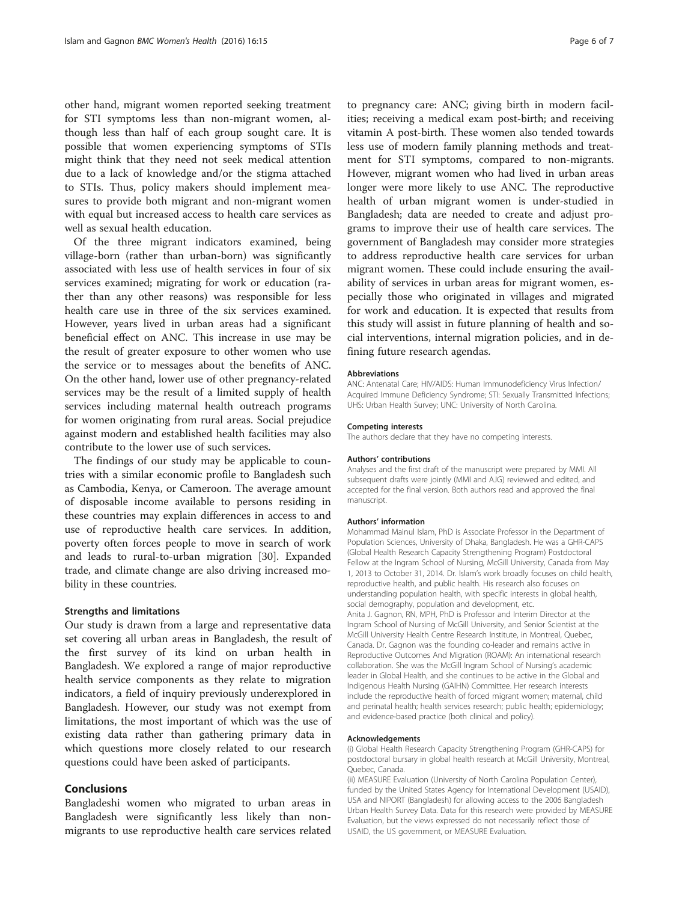other hand, migrant women reported seeking treatment for STI symptoms less than non-migrant women, although less than half of each group sought care. It is possible that women experiencing symptoms of STIs might think that they need not seek medical attention due to a lack of knowledge and/or the stigma attached to STIs. Thus, policy makers should implement measures to provide both migrant and non-migrant women with equal but increased access to health care services as well as sexual health education.

Of the three migrant indicators examined, being village-born (rather than urban-born) was significantly associated with less use of health services in four of six services examined; migrating for work or education (rather than any other reasons) was responsible for less health care use in three of the six services examined. However, years lived in urban areas had a significant beneficial effect on ANC. This increase in use may be the result of greater exposure to other women who use the service or to messages about the benefits of ANC. On the other hand, lower use of other pregnancy-related services may be the result of a limited supply of health services including maternal health outreach programs for women originating from rural areas. Social prejudice against modern and established health facilities may also contribute to the lower use of such services.

The findings of our study may be applicable to countries with a similar economic profile to Bangladesh such as Cambodia, Kenya, or Cameroon. The average amount of disposable income available to persons residing in these countries may explain differences in access to and use of reproductive health care services. In addition, poverty often forces people to move in search of work and leads to rural-to-urban migration [30]. Expanded trade, and climate change are also driving increased mobility in these countries.

### Strengths and limitations

Our study is drawn from a large and representative data set covering all urban areas in Bangladesh, the result of the first survey of its kind on urban health in Bangladesh. We explored a range of major reproductive health service components as they relate to migration indicators, a field of inquiry previously underexplored in Bangladesh. However, our study was not exempt from limitations, the most important of which was the use of existing data rather than gathering primary data in which questions more closely related to our research questions could have been asked of participants.

## Conclusions

Bangladeshi women who migrated to urban areas in Bangladesh were significantly less likely than non-migrants to use reproductive health care services related to pregnancy care: ANC; giving birth in modern facilities; receiving a medical exam post-birth; and receiving vitamin A post-birth. These women also tended towards less use of modern family planning methods and treatment for STI symptoms, compared to non-migrants. However, migrant women who had lived in urban areas longer were more likely to use ANC. The reproductive health of urban migrant women is under-studied in Bangladesh; data are needed to create and adjust programs to improve their use of health care services. The government of Bangladesh may consider more strategies to address reproductive health care services for urban migrant women. These could include ensuring the availability of services in urban areas for migrant women, especially those who originated in villages and migrated for work and education. It is expected that results from this study will assist in future planning of health and social interventions, internal migration policies, and in defining future research agendas.

#### Abbreviations

ANC: Antenatal Care; HIV/AIDS: Human Immunodeficiency Virus Infection/Acquired Immune Deficiency Syndrome; STI: Sexually Transmitted Infections; UHS: Urban Health Survey; UNC: University of North Carolina.

#### Competing interests

The authors declare that they have no competing interests.

#### Authors' contributions

Analyses and the first draft of the manuscript were prepared by MMI. All subsequent drafts were jointly (MMI and AJG) reviewed and edited, and accepted for the final version. Both authors read and approved the final manuscript.

#### Authors' information

Mohammad Mainul Islam, PhD is Associate Professor in the Department of Population Sciences, University of Dhaka, Bangladesh. He was a GHR-CAPS (Global Health Research Capacity Strengthening Program) Postdoctoral Fellow at the Ingram School of Nursing, McGill University, Canada from May 1, 2013 to October 31, 2014. Dr. Islam's work broadly focuses on child health, reproductive health, and public health. His research also focuses on understanding population health, with specific interests in global health, social demography, population and development, etc.

Anita J. Gagnon, RN, MPH, PhD is Professor and Interim Director at the Ingram School of Nursing of McGill University, and Senior Scientist at the McGill University Health Centre Research Institute, in Montreal, Quebec, Canada. Dr. Gagnon was the founding co-leader and remains active in Reproductive Outcomes And Migration (ROAM): An international research collaboration. She was the McGill Ingram School of Nursing's academic leader in Global Health, and she continues to be active in the Global and Indigenous Health Nursing (GAIHN) Committee. Her research interests include the reproductive health of forced migrant women; maternal, child and perinatal health; health services research; public health; epidemiology; and evidence-based practice (both clinical and policy).

#### Acknowledgements

(i) Global Health Research Capacity Strengthening Program (GHR-CAPS) for postdoctoral bursary in global health research at McGill University, Montreal, Quebec, Canada.

(ii) MEASURE Evaluation (University of North Carolina Population Center), funded by the United States Agency for International Development (USAID), USA and NIPORT (Bangladesh) for allowing access to the 2006 Bangladesh Urban Health Survey Data. Data for this research were provided by MEASURE Evaluation, but the views expressed do not necessarily reflect those of USAID, the US government, or MEASURE Evaluation.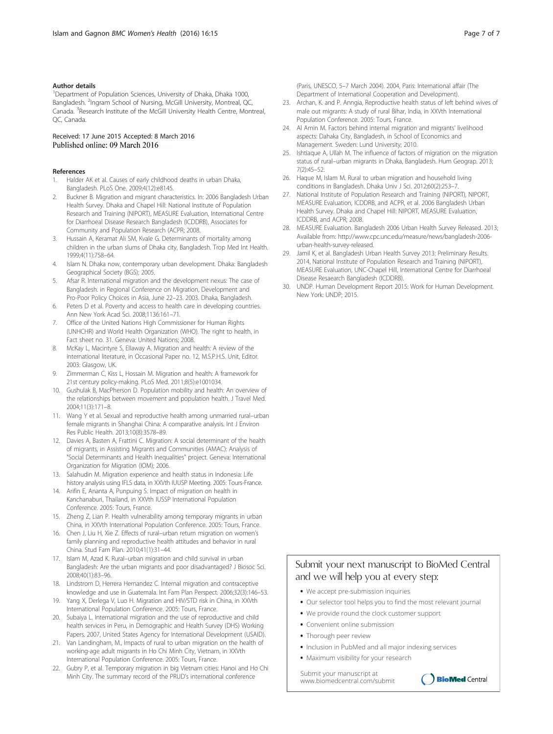### Author details

[1]Department of Population Sciences, University of Dhaka, Dhaka 1000, Bangladesh. [2]Ingram School of Nursing, McGill University, Montreal, QC, Canada. [3]Research Institute of the McGill University Health Centre, Montreal, QC, Canada.

Received: 17 June 2015 Accepted: 8 March 2016
Published online: 09 March 2016

### References

1. Halder AK et al. Causes of early childhood deaths in urban Dhaka, Bangladesh. PLoS One. 2009;4(12):e8145.
2. Buckner B. Migration and migrant characteristics. In: 2006 Bangladesh Urban Health Survey. Dhaka and Chapel Hill: National Institute of Population Research and Training (NIPORT), MEASURE Evaluation, International Centre for Diarrhoeal Disease Research Bangladesh (ICDDRB), Associates for Community and Population Research (ACPR; 2008.
3. Hussain A, Keramat Ali SM, Kvale G. Determinants of mortality among children in the urban slums of Dhaka city, Bangladesh. Trop Med Int Health. 1999;4(11):758–64.
4. Islam N. Dhaka now, contemporary urban development. Dhaka: Bangladesh Geographical Society (BGS); 2005.
5. Afsar R. International migration and the development nexus: The case of Bangladesh. in Regional Conference on Migration, Development and Pro-Poor Policy Choices in Asia, June 22–23. 2003. Dhaka, Bangladesh.
6. Peters D et al. Poverty and access to health care in developing countries. Ann New York Acad Sci. 2008;1136:161–71.
7. Office of the United Nations High Commissioner for Human Rights (UNHCHR) and World Health Organization (WHO). The right to health, in Fact sheet no. 31. Geneva: United Nations; 2008.
8. McKay L, Macintyre S, Ellaway A. Migration and health: A review of the international literature, in Occasional Paper no. 12, M.S.P.H.S. Unit, Editor. 2003: Glasgow, UK.
9. Zimmerman C, Kiss L, Hossain M. Migration and health: A framework for 21st century policy-making. PLoS Med. 2011;8(5):e1001034.
10. Gushulak B, MacPherson D. Population mobility and health: An overview of the relationships between movement and population health. J Travel Med. 2004;11(3):171–8.
11. Wang Y et al. Sexual and reproductive health among unmarried rural–urban female migrants in Shanghai China: A comparative analysis. Int J Environ Res Public Health. 2013;10(8):3578–89.
12. Davies A, Basten A, Frattini C. Migration: A social determinant of the health of migrants, in Assisting Migrants and Communities (AMAC): Analysis of "Social Determinants and Health Inequalities" project. Geneva: International Organization for Migration (IOM); 2006.
13. Salahudin M. Migration experience and health status in Indonesia: Life history analysis using IFLS data, in XXVth IUUSP Meeting. 2005: Tours-France.
14. Arifin E, Ananta A, Punpuing S. Impact of migration on health in Kanchanaburi, Thailand, in XXVth IUSSP International Population Conference. 2005: Tours, France.
15. Zheng Z, Lian P. Health vulnerability among temporary migrants in urban China, in XXVth International Population Conference. 2005: Tours, France.
16. Chen J, Liu H, Xie Z. Effects of rural–urban return migration on women's family planning and reproductive health attitudes and behavior in rural China. Stud Fam Plan. 2010;41(1):31–44.
17. Islam M, Azad K. Rural–urban migration and child survival in urban Bangladesh: Are the urban migrants and poor disadvantaged? J Biosoc Sci. 2008;40(1):83–96.
18. Lindstrom D, Herrera Hernandez C. Internal migration and contraceptive knowledge and use in Guatemala. Int Fam Plan Perspect. 2006;32(3):146–53.
19. Yang X, Derlega V, Luo H. Migration and HIV/STD risk in China, in XXVth International Population Conference. 2005: Tours, France.
20. Subaiya L. International migration and the use of reproductive and child health services in Peru, in Demographic and Health Survey (DHS) Working Papers. 2007, United States Agency for International Development (USAID).
21. Van Landingham, M., Impacts of rural to urban migration on the health of working-age adult migrants in Ho Chi Minh City, Vietnam, in XXVth International Population Conference. 2005: Tours, France.
22. Gubry P, et al. Temporary migration in big Vietnam cities: Hanoi and Ho Chi Minh City. The summary record of the PRUD's international conference (Paris, UNESCO, 5–7 March 2004). 2004, Paris: International affair (The Department of International Cooperation and Development).
23. Archan, K. and P. Anngia, Reproductive health status of left behind wives of male out migrants: A study of rural Bihar, India, in XXVth International Population Conference. 2005: Tours, France.
24. Al Amin M. Factors behind internal migration and migrants' livelihood aspects: Dahaka City, Bangladesh, in School of Economics and Management. Sweden: Lund University; 2010.
25. Ishtiaque A, Ullah M. The influence of factors of migration on the migration status of rural–urban migrants in Dhaka, Bangladesh. Hum Geograp. 2013; 7(2):45–52.
26. Haque M, Islam M. Rural to urban migration and household living conditions in Bangladesh. Dhaka Univ J Sci. 2012;60(2):253–7.
27. National Institute of Population Research and Training (NIPORT), NIPORT, MEASURE Evaluation, ICDDRB, and ACPR, et al. 2006 Bangladesh Urban Health Survey. Dhaka and Chapel Hill: NIPORT, MEASURE Evaluation, ICDDRB, and ACPR; 2008.
28. MEASURE Evaluation. Bangladesh 2006 Urban Health Survey Released. 2013; Available from: http://www.cpc.unc.edu/measure/news/bangladesh-2006-urban-health-survey-released.
29. Jamil K, et al. Bangladesh Urban Health Survey 2013: Preliminary Results. 2014, National Institute of Population Research and Training (NIPORT), MEASURE Evaluation, UNC-Chapel Hill, International Centre for Diarrhoeal Disease Resaearch Bangladesh (ICDDRB).
30. UNDP. Human Development Report 2015: Work for Human Development. New York: UNDP; 2015.

Submit your next manuscript to BioMed Central and we will help you at every step:

- We accept pre-submission inquiries
- Our selector tool helps you to find the most relevant journal
- We provide round the clock customer support
- Convenient online submission
- Thorough peer review
- Inclusion in PubMed and all major indexing services
- Maximum visibility for your research

Submit your manuscript at www.biomedcentral.com/submit

BioMed Central